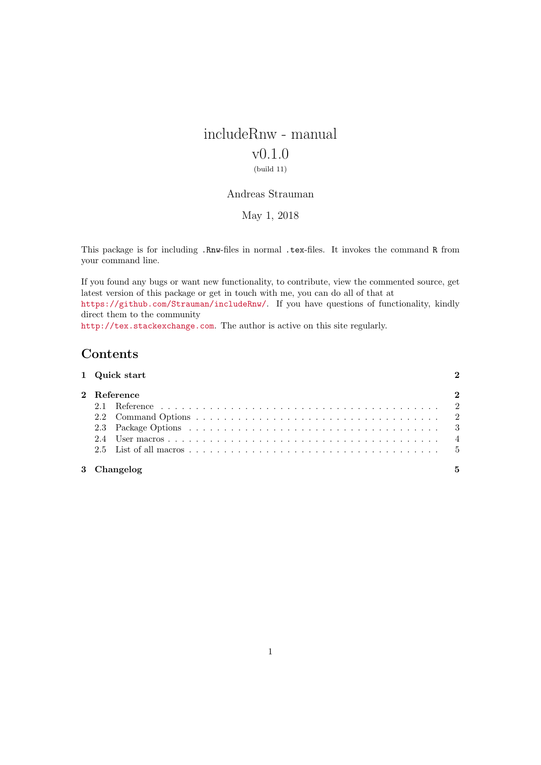# includeRnw - manual
# v0.1.0

(build 11)

Andreas Strauman

May 1, 2018

This package is for including `.Rnw`-files in normal `.tex`-files. It invokes the command `R` from your command line.

If you found any bugs or want new functionality, to contribute, view the commented source, get latest version of this package or get in touch with me, you can do all of that at `https://github.com/Strauman/includeRnw/`. If you have questions of functionality, kindly direct them to the community `http://tex.stackexchange.com`. The author is active on this site regularly.

## Contents

**1 Quick start** — **2**

**2 Reference** — **2**

- 2.1 Reference — 2
- 2.2 Command Options — 2
- 2.3 Package Options — 3
- 2.4 User macros — 4
- 2.5 List of all macros — 5

**3 Changelog** — **5**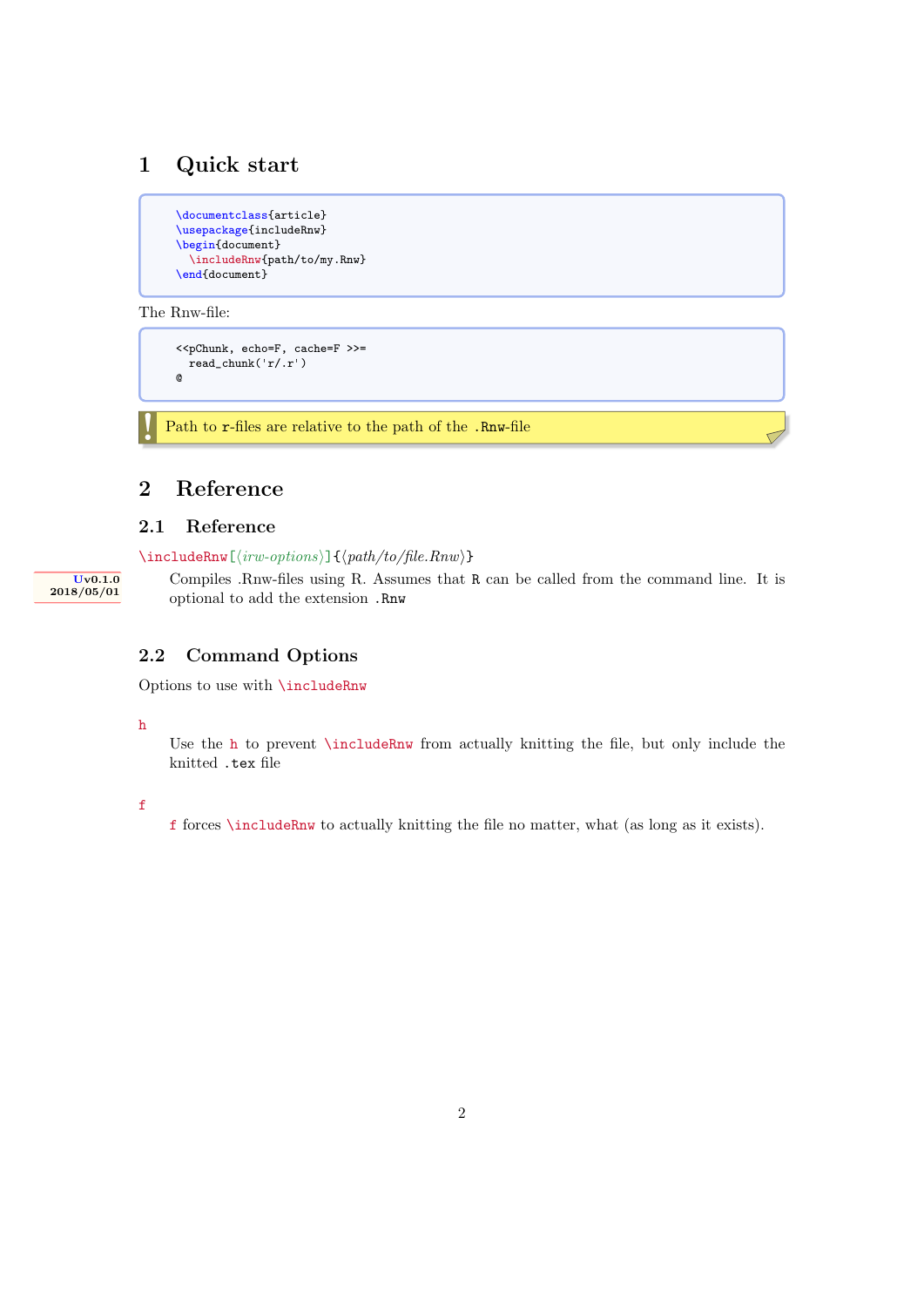# 1 Quick start

```
\documentclass{article}
\usepackage{includeRnw}
\begin{document}
  \includeRnw{path/to/my.Rnw}
\end{document}
```

The Rnw-file:

```
<<pChunk, echo=F, cache=F >>=
  read_chunk('r/.r')
@
```

> **!** Path to `r`-files are relative to the path of the `.Rnw`-file

# 2 Reference

## 2.1 Reference

`\includeRnw[⟨irw-options⟩]{⟨path/to/file.Rnw⟩}`

U v0.1.0 2018/05/01

Compiles .Rnw-files using R. Assumes that `R` can be called from the command line. It is optional to add the extension `.Rnw`

## 2.2 Command Options

Options to use with `\includeRnw`

`h`

Use the `h` to prevent `\includeRnw` from actually knitting the file, but only include the knitted `.tex` file

`f`

`f` forces `\includeRnw` to actually knitting the file no matter, what (as long as it exists).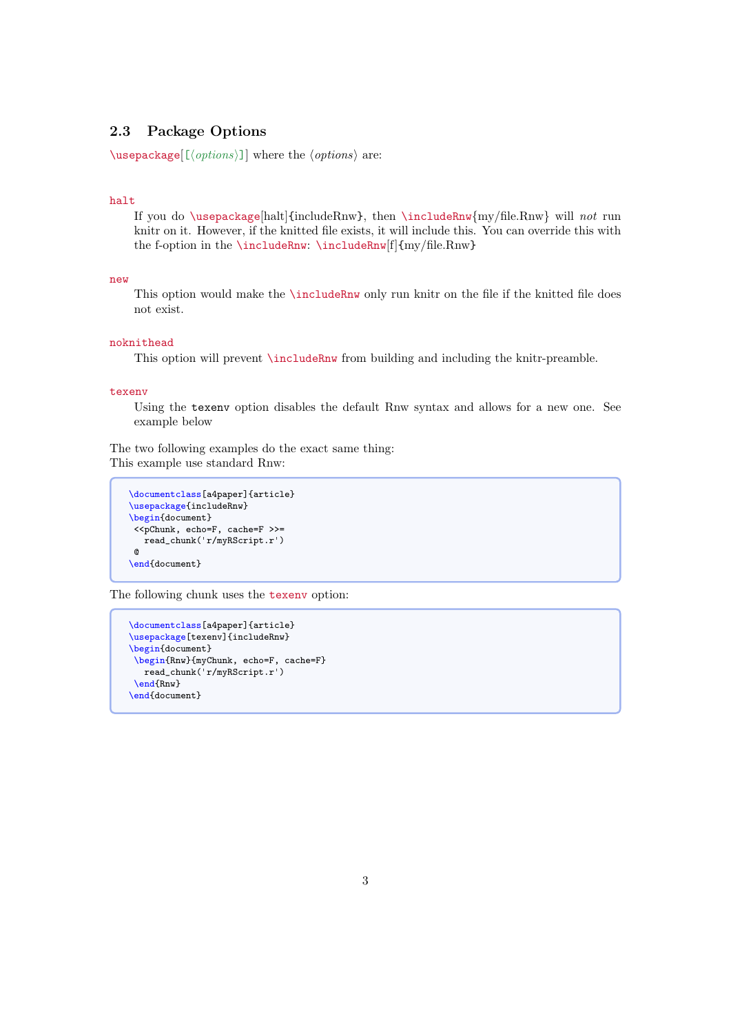### 2.3 Package Options

`\usepackage[⟨options⟩]` where the ⟨*options*⟩ are:

`halt`
: If you do `\usepackage`[halt]{includeRnw}, then `\includeRnw`{my/file.Rnw} will *not* run knitr on it. However, if the knitted file exists, it will include this. You can override this with the f-option in the `\includeRnw`: `\includeRnw`[f]{my/file.Rnw}

`new`
: This option would make the `\includeRnw` only run knitr on the file if the knitted file does not exist.

`noknithead`
: This option will prevent `\includeRnw` from building and including the knitr-preamble.

`texenv`
: Using the `texenv` option disables the default Rnw syntax and allows for a new one. See example below

The two following examples do the exact same thing:
This example use standard Rnw:

```
\documentclass[a4paper]{article}
\usepackage{includeRnw}
\begin{document}
 <<pChunk, echo=F, cache=F >>=
   read_chunk('r/myRScript.r')
 @
\end{document}
```

The following chunk uses the `texenv` option:

```
\documentclass[a4paper]{article}
\usepackage[texenv]{includeRnw}
\begin{document}
 \begin{Rnw}{myChunk, echo=F, cache=F}
   read_chunk('r/myRScript.r')
 \end{Rnw}
\end{document}
```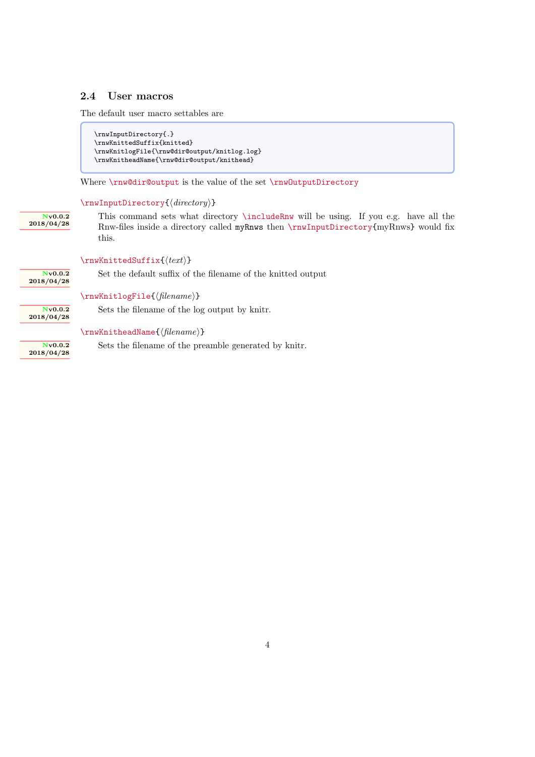## 2.4 User macros

The default user macro settables are

```
\rnwInputDirectory{.}
\rnwKnittedSuffix{knitted}
\rnwKnitlogFile{\rnw@dir@output/knitlog.log}
\rnwKnitheadName{\rnw@dir@output/knithead}
```

Where `\rnw@dir@output` is the value of the set `\rnwOutputDirectory`

`\rnwInputDirectory`{⟨*directory*⟩}

**N v0.0.2 2018/04/28**

This command sets what directory `\includeRnw` will be using. If you e.g. have all the Rnw-files inside a directory called `myRnws` then `\rnwInputDirectory`{myRnws} would fix this.

`\rnwKnittedSuffix`{⟨*text*⟩}

**N v0.0.2 2018/04/28**

Set the default suffix of the filename of the knitted output

`\rnwKnitlogFile`{⟨*filename*⟩}

**N v0.0.2 2018/04/28**

Sets the filename of the log output by knitr.

`\rnwKnitheadName`{⟨*filename*⟩}

**N v0.0.2 2018/04/28**

Sets the filename of the preamble generated by knitr.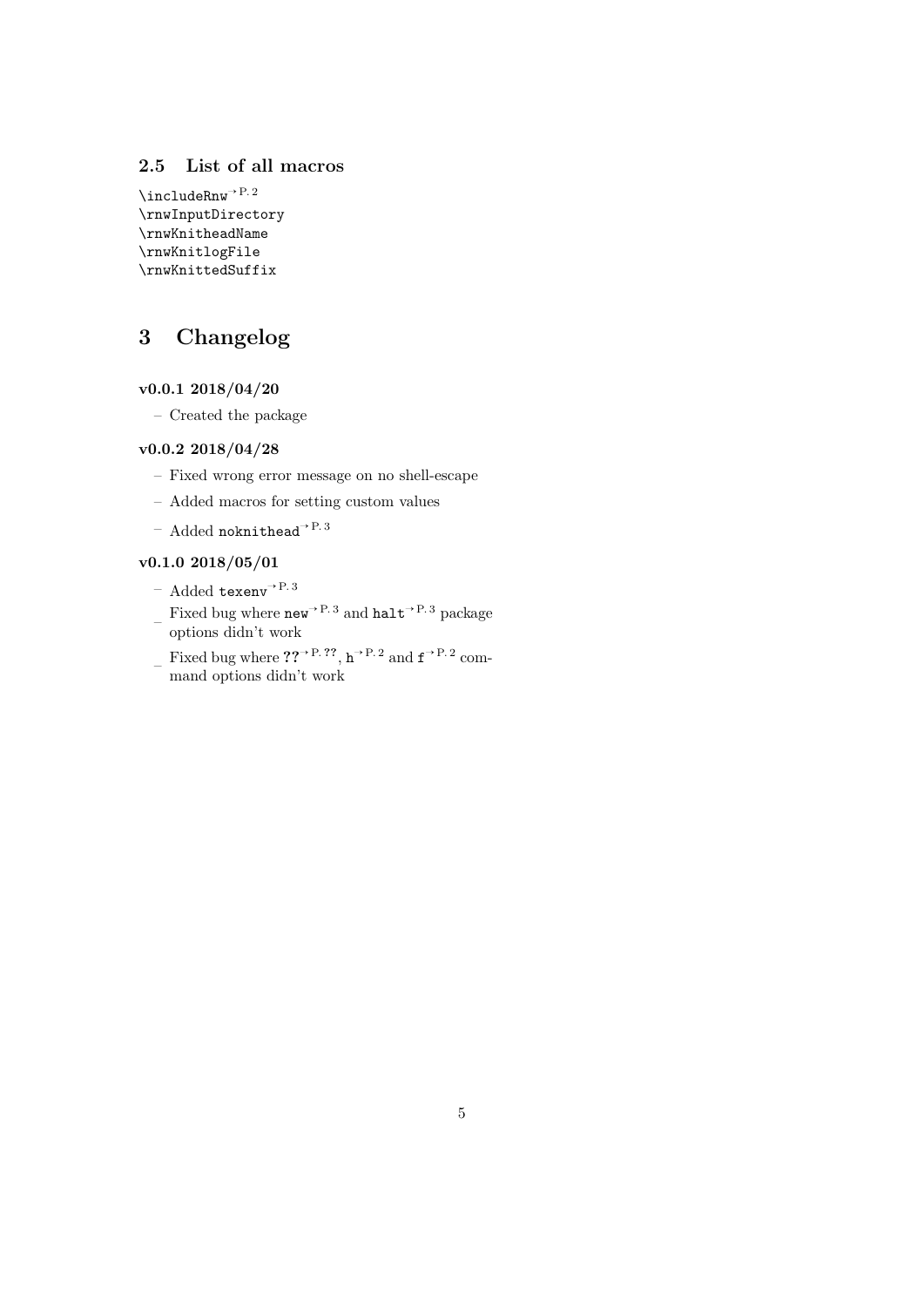## 2.5 List of all macros

`\includeRnw` →P. 2
`\rnwInputDirectory`
`\rnwKnitheadName`
`\rnwKnitlogFile`
`\rnwKnittedSuffix`

# 3 Changelog

### v0.0.1 2018/04/20

- Created the package

### v0.0.2 2018/04/28

- Fixed wrong error message on no shell-escape
- Added macros for setting custom values
- Added `noknithead` →P. 3

### v0.1.0 2018/05/01

- Added `texenv` →P. 3
- Fixed bug where `new` →P. 3 and `halt` →P. 3 package options didn't work
- Fixed bug where ?? →P. ??, `h` →P. 2 and `f` →P. 2 command options didn't work